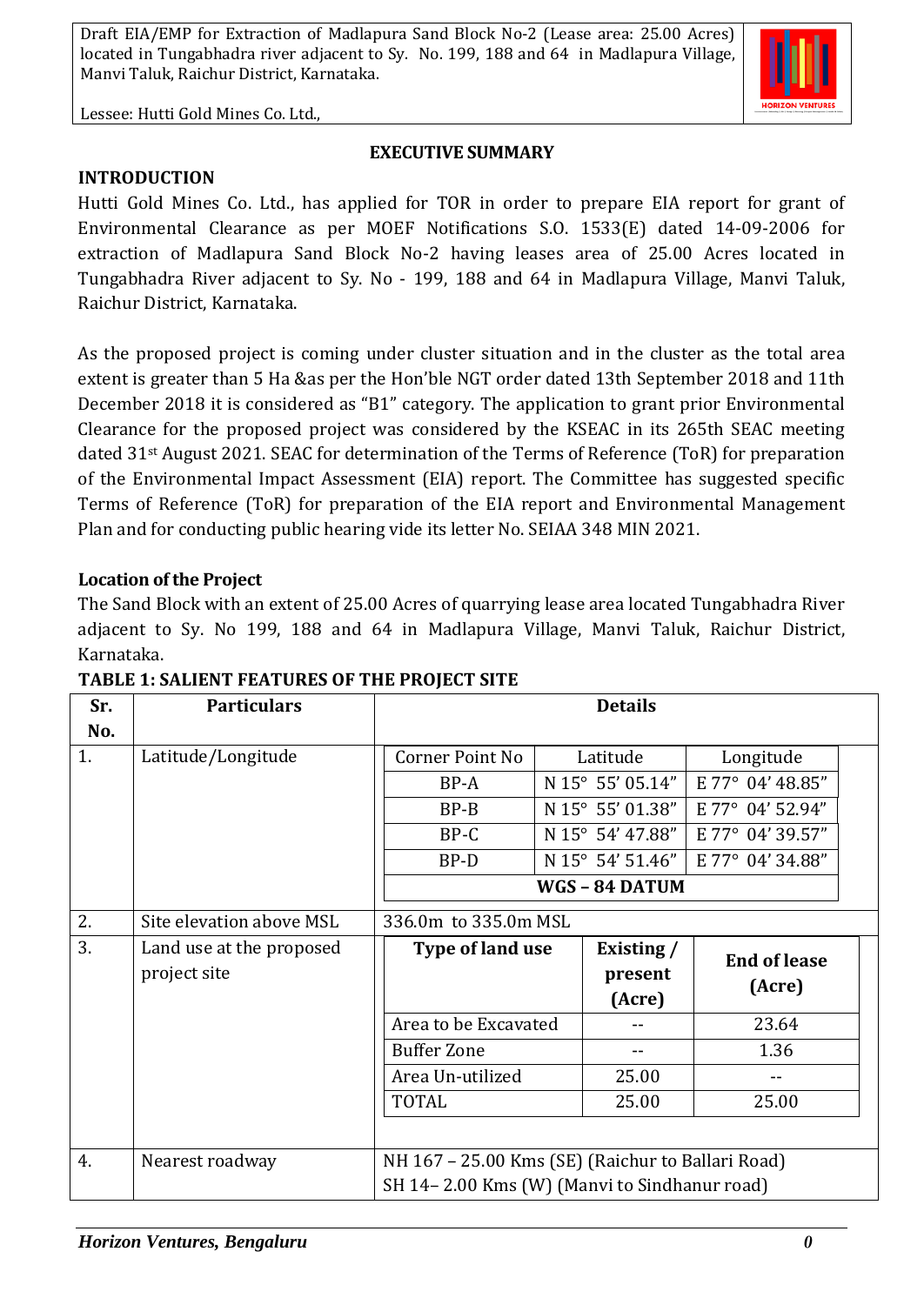# EXECUTIVE SUMMARY

## INTRODUCTION

Hutti Gold Mines Co. Ltd., has applied for TOR in order to prepare EIA report for grant of Environmental Clearance as per MOEF Notifications S.O. 1533(E) dated 14-09-2006 for extraction of Madlapura Sand Block No-2 having leases area of 25.00 Acres located in Tungabhadra River adjacent to Sy. No - 199, 188 and 64 in Madlapura Village, Manvi Taluk, Raichur District, Karnataka.

As the proposed project is coming under cluster situation and in the cluster as the total area extent is greater than 5 Ha &as per the Hon'ble NGT order dated 13th September 2018 and 11th December 2018 it is considered as "B1" category. The application to grant prior Environmental Clearance for the proposed project was considered by the KSEAC in its 265th SEAC meeting dated 31st August 2021. SEAC for determination of the Terms of Reference (ToR) for preparation of the Environmental Impact Assessment (EIA) report. The Committee has suggested specific Terms of Reference (ToR) for preparation of the EIA report and Environmental Management Plan and for conducting public hearing vide its letter No. SEIAA 348 MIN 2021.

### Location of the Project

The Sand Block with an extent of 25.00 Acres of quarrying lease area located Tungabhadra River adjacent to Sy. No 199, 188 and 64 in Madlapura Village, Manvi Taluk, Raichur District, Karnataka.

**TABLE 1: SALIENT FEATURES OF THE PROJECT SITE**

| Sr. No. | Particulars | Details | | |
|---|---|---|---|---|
| 1. | Latitude/Longitude | **Corner Point No** | **Latitude** | **Longitude** |
| | | BP-A | N 15° 55' 05.14" | E 77° 04' 48.85" |
| | | BP-B | N 15° 55' 01.38" | E 77° 04' 52.94" |
| | | BP-C | N 15° 54' 47.88" | E 77° 04' 39.57" |
| | | BP-D | N 15° 54' 51.46" | E 77° 04' 34.88" |
| | | **WGS – 84 DATUM** | | |
| 2. | Site elevation above MSL | 336.0m to 335.0m MSL | | |
| 3. | Land use at the proposed project site | **Type of land use** | **Existing / present (Acre)** | **End of lease (Acre)** |
| | | Area to be Excavated | -- | 23.64 |
| | | Buffer Zone | -- | 1.36 |
| | | Area Un-utilized | 25.00 | -- |
| | | TOTAL | 25.00 | 25.00 |
| 4. | Nearest roadway | NH 167 – 25.00 Kms (SE) (Raichur to Ballari Road)<br>SH 14– 2.00 Kms (W) (Manvi to Sindhanur road) | | |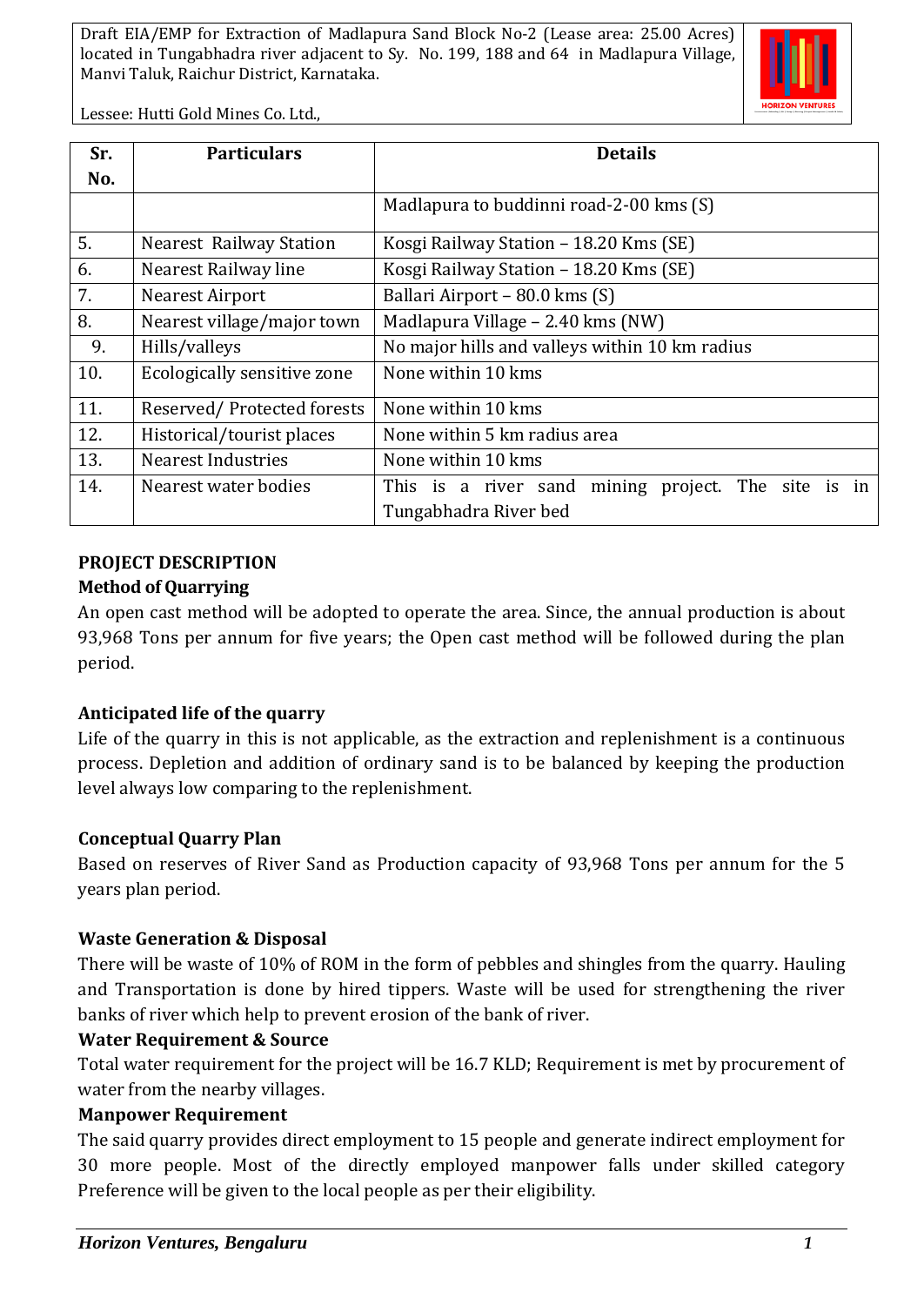| Sr. No. | Particulars | Details |
|---|---|---|
| | | Madlapura to buddinni road-2-00 kms (S) |
| 5. | Nearest Railway Station | Kosgi Railway Station – 18.20 Kms (SE) |
| 6. | Nearest Railway line | Kosgi Railway Station – 18.20 Kms (SE) |
| 7. | Nearest Airport | Ballari Airport – 80.0 kms (S) |
| 8. | Nearest village/major town | Madlapura Village – 2.40 kms (NW) |
| 9. | Hills/valleys | No major hills and valleys within 10 km radius |
| 10. | Ecologically sensitive zone | None within 10 kms |
| 11. | Reserved/ Protected forests | None within 10 kms |
| 12. | Historical/tourist places | None within 5 km radius area |
| 13. | Nearest Industries | None within 10 kms |
| 14. | Nearest water bodies | This is a river sand mining project. The site is in Tungabhadra River bed |

## PROJECT DESCRIPTION

### Method of Quarrying

An open cast method will be adopted to operate the area. Since, the annual production is about 93,968 Tons per annum for five years; the Open cast method will be followed during the plan period.

### Anticipated life of the quarry

Life of the quarry in this is not applicable, as the extraction and replenishment is a continuous process. Depletion and addition of ordinary sand is to be balanced by keeping the production level always low comparing to the replenishment.

### Conceptual Quarry Plan

Based on reserves of River Sand as Production capacity of 93,968 Tons per annum for the 5 years plan period.

### Waste Generation & Disposal

There will be waste of 10% of ROM in the form of pebbles and shingles from the quarry. Hauling and Transportation is done by hired tippers. Waste will be used for strengthening the river banks of river which help to prevent erosion of the bank of river.

### Water Requirement & Source

Total water requirement for the project will be 16.7 KLD; Requirement is met by procurement of water from the nearby villages.

### Manpower Requirement

The said quarry provides direct employment to 15 people and generate indirect employment for 30 more people. Most of the directly employed manpower falls under skilled category Preference will be given to the local people as per their eligibility.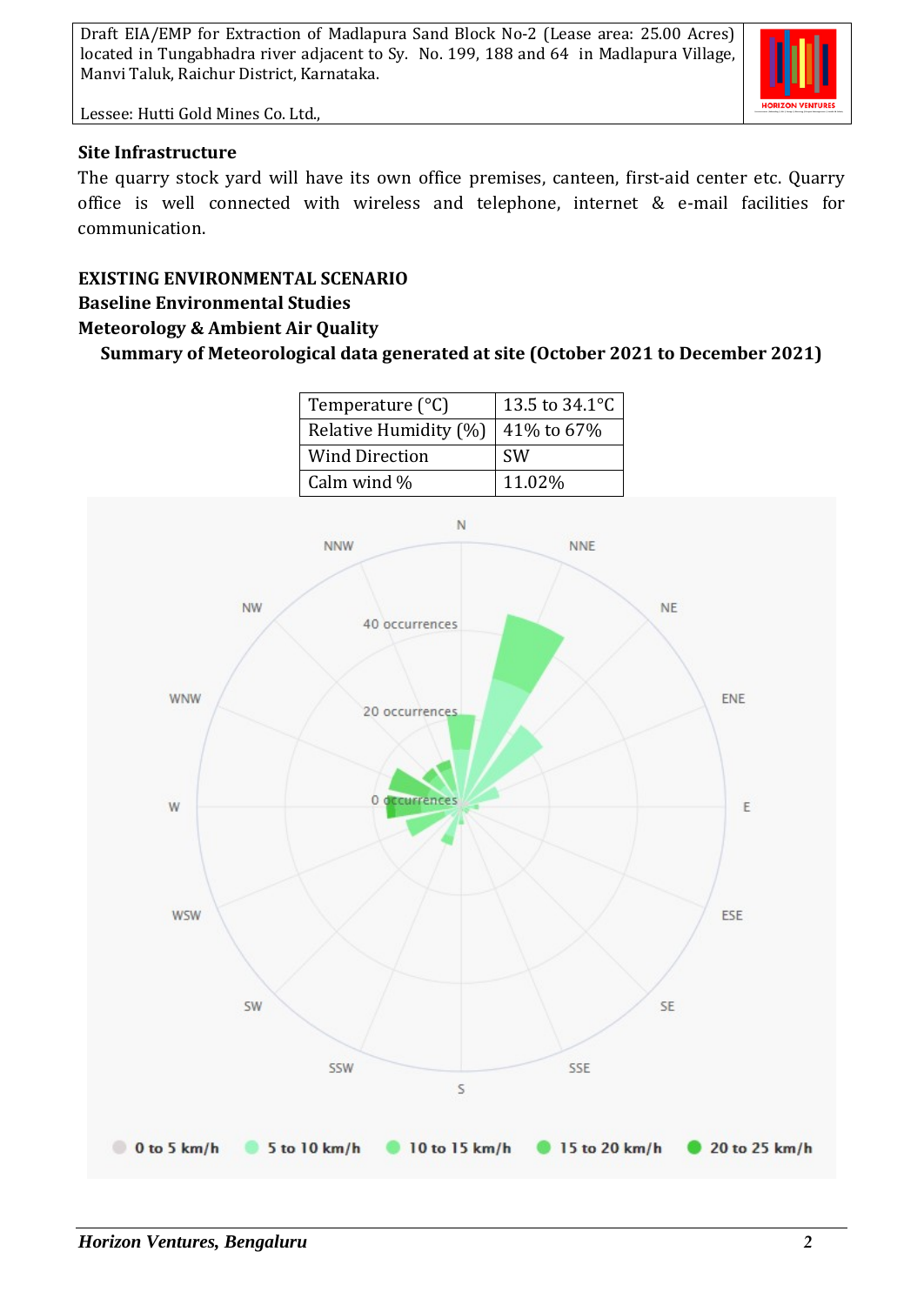### Site Infrastructure

The quarry stock yard will have its own office premises, canteen, first-aid center etc. Quarry office is well connected with wireless and telephone, internet & e-mail facilities for communication.

## EXISTING ENVIRONMENTAL SCENARIO

### Baseline Environmental Studies

### Meteorology & Ambient Air Quality

**Summary of Meteorological data generated at site (October 2021 to December 2021)**

| Temperature (°C) | 13.5 to 34.1°C |
|---|---|
| Relative Humidity (%) | 41% to 67% |
| Wind Direction | SW |
| Calm wind % | 11.02% |

N, NNE, NE, ENE, E, ESE, SE, SSE, S, SSW, SW, WSW, W, WNW, NW, NNW

0 occurrences, 20 occurrences, 40 occurrences

0 to 5 km/h, 5 to 10 km/h, 10 to 15 km/h, 15 to 20 km/h, 20 to 25 km/h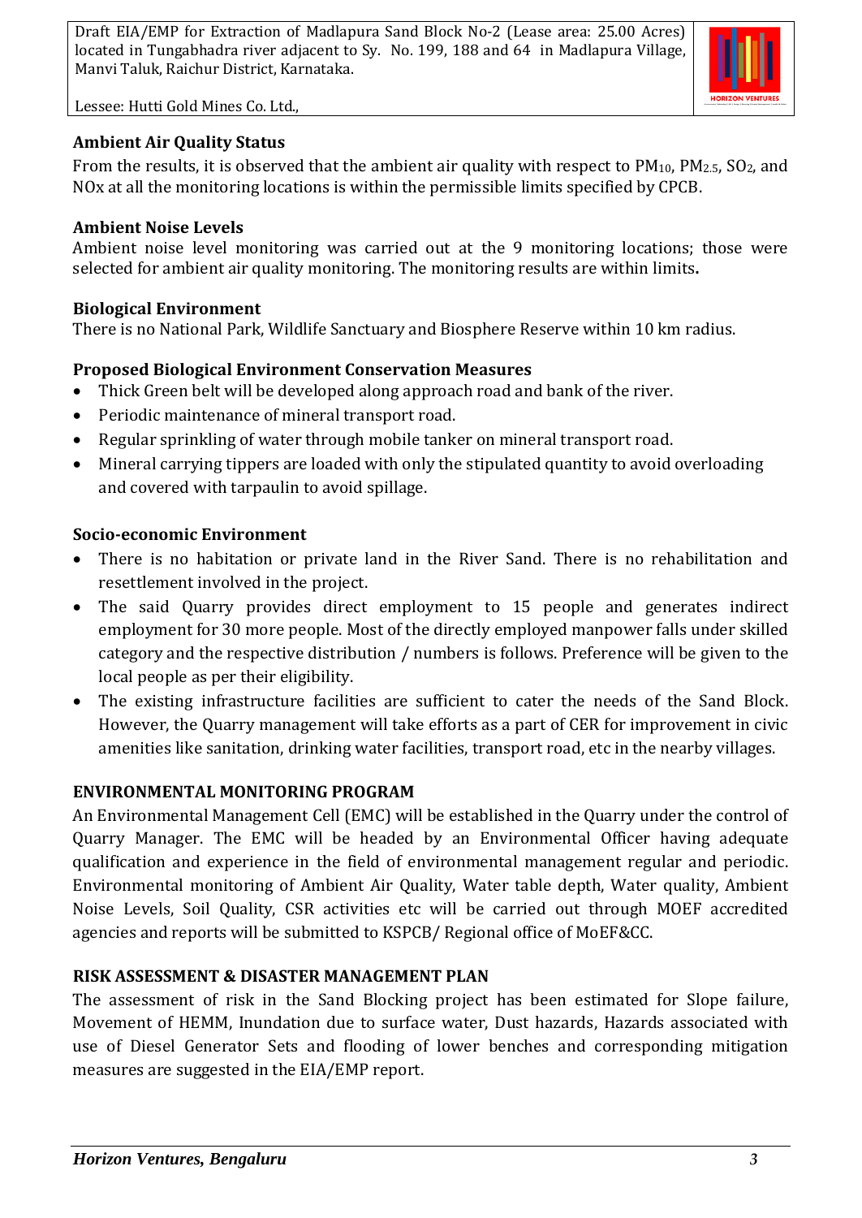**Ambient Air Quality Status**

From the results, it is observed that the ambient air quality with respect to $PM_{10}$, $PM_{2.5}$, $SO_2$, and NOx at all the monitoring locations is within the permissible limits specified by CPCB.

**Ambient Noise Levels**

Ambient noise level monitoring was carried out at the 9 monitoring locations; those were selected for ambient air quality monitoring. The monitoring results are within limits**.**

**Biological Environment**

There is no National Park, Wildlife Sanctuary and Biosphere Reserve within 10 km radius.

**Proposed Biological Environment Conservation Measures**

- Thick Green belt will be developed along approach road and bank of the river.
- Periodic maintenance of mineral transport road.
- Regular sprinkling of water through mobile tanker on mineral transport road.
- Mineral carrying tippers are loaded with only the stipulated quantity to avoid overloading and covered with tarpaulin to avoid spillage.

**Socio-economic Environment**

- There is no habitation or private land in the River Sand. There is no rehabilitation and resettlement involved in the project.
- The said Quarry provides direct employment to 15 people and generates indirect employment for 30 more people. Most of the directly employed manpower falls under skilled category and the respective distribution / numbers is follows. Preference will be given to the local people as per their eligibility.
- The existing infrastructure facilities are sufficient to cater the needs of the Sand Block. However, the Quarry management will take efforts as a part of CER for improvement in civic amenities like sanitation, drinking water facilities, transport road, etc in the nearby villages.

**ENVIRONMENTAL MONITORING PROGRAM**

An Environmental Management Cell (EMC) will be established in the Quarry under the control of Quarry Manager. The EMC will be headed by an Environmental Officer having adequate qualification and experience in the field of environmental management regular and periodic. Environmental monitoring of Ambient Air Quality, Water table depth, Water quality, Ambient Noise Levels, Soil Quality, CSR activities etc will be carried out through MOEF accredited agencies and reports will be submitted to KSPCB/ Regional office of MoEF&CC.

**RISK ASSESSMENT & DISASTER MANAGEMENT PLAN**

The assessment of risk in the Sand Blocking project has been estimated for Slope failure, Movement of HEMM, Inundation due to surface water, Dust hazards, Hazards associated with use of Diesel Generator Sets and flooding of lower benches and corresponding mitigation measures are suggested in the EIA/EMP report.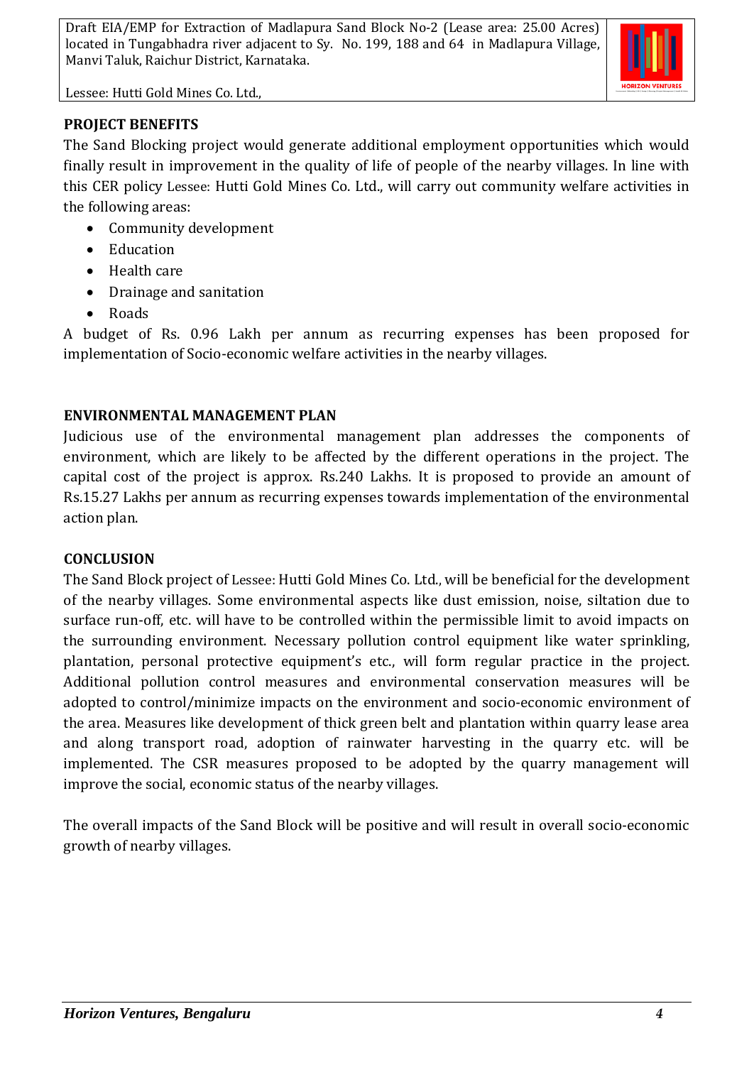## PROJECT BENEFITS

The Sand Blocking project would generate additional employment opportunities which would finally result in improvement in the quality of life of people of the nearby villages. In line with this CER policy Lessee: Hutti Gold Mines Co. Ltd., will carry out community welfare activities in the following areas:

- Community development
- Education
- Health care
- Drainage and sanitation
- Roads

A budget of Rs. 0.96 Lakh per annum as recurring expenses has been proposed for implementation of Socio-economic welfare activities in the nearby villages.

## ENVIRONMENTAL MANAGEMENT PLAN

Judicious use of the environmental management plan addresses the components of environment, which are likely to be affected by the different operations in the project. The capital cost of the project is approx. Rs.240 Lakhs. It is proposed to provide an amount of Rs.15.27 Lakhs per annum as recurring expenses towards implementation of the environmental action plan.

## CONCLUSION

The Sand Block project of Lessee: Hutti Gold Mines Co. Ltd., will be beneficial for the development of the nearby villages. Some environmental aspects like dust emission, noise, siltation due to surface run-off, etc. will have to be controlled within the permissible limit to avoid impacts on the surrounding environment. Necessary pollution control equipment like water sprinkling, plantation, personal protective equipment's etc., will form regular practice in the project. Additional pollution control measures and environmental conservation measures will be adopted to control/minimize impacts on the environment and socio-economic environment of the area. Measures like development of thick green belt and plantation within quarry lease area and along transport road, adoption of rainwater harvesting in the quarry etc. will be implemented. The CSR measures proposed to be adopted by the quarry management will improve the social, economic status of the nearby villages.

The overall impacts of the Sand Block will be positive and will result in overall socio-economic growth of nearby villages.